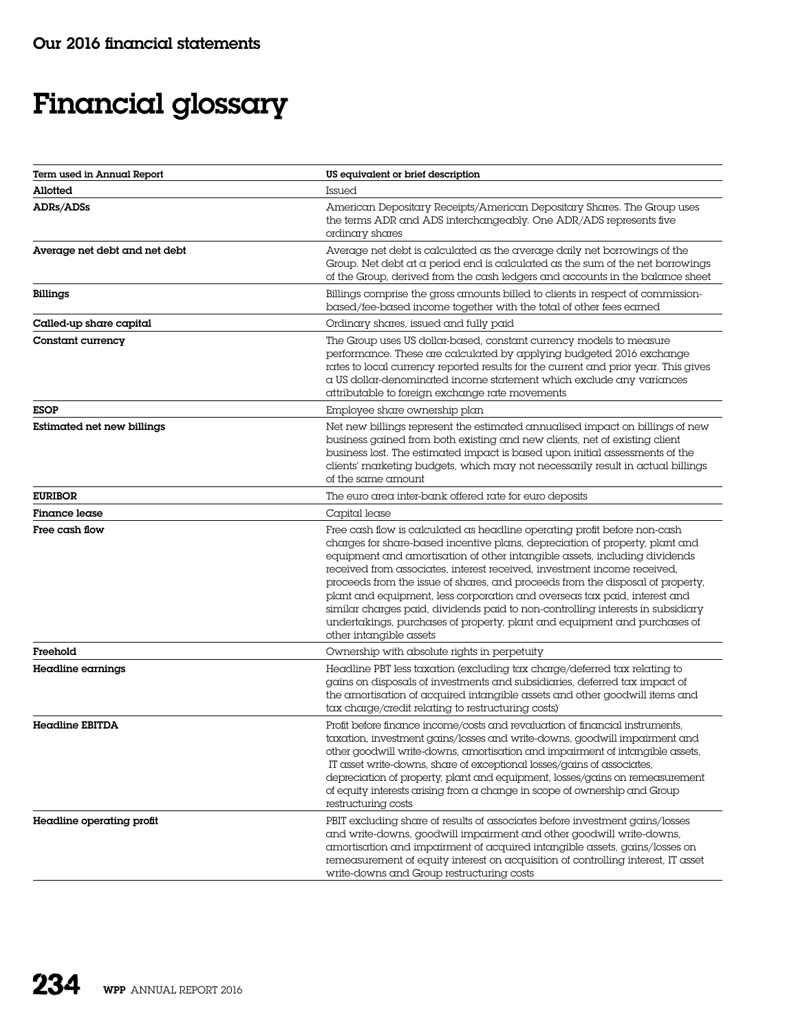Our 2016 financial statements

# Financial glossary

| Term used in Annual Report | US equivalent or brief description |
|---|---|
| **Allotted** | Issued |
| **ADRs/ADSs** | American Depositary Receipts/American Depositary Shares. The Group uses the terms ADR and ADS interchangeably. One ADR/ADS represents five ordinary shares |
| **Average net debt and net debt** | Average net debt is calculated as the average daily net borrowings of the Group. Net debt at a period end is calculated as the sum of the net borrowings of the Group, derived from the cash ledgers and accounts in the balance sheet |
| **Billings** | Billings comprise the gross amounts billed to clients in respect of commission-based/fee-based income together with the total of other fees earned |
| **Called-up share capital** | Ordinary shares, issued and fully paid |
| **Constant currency** | The Group uses US dollar-based, constant currency models to measure performance. These are calculated by applying budgeted 2016 exchange rates to local currency reported results for the current and prior year. This gives a US dollar-denominated income statement which exclude any variances attributable to foreign exchange rate movements |
| **ESOP** | Employee share ownership plan |
| **Estimated net new billings** | Net new billings represent the estimated annualised impact on billings of new business gained from both existing and new clients, net of existing client business lost. The estimated impact is based upon initial assessments of the clients' marketing budgets, which may not necessarily result in actual billings of the same amount |
| **EURIBOR** | The euro area inter-bank offered rate for euro deposits |
| **Finance lease** | Capital lease |
| **Free cash flow** | Free cash flow is calculated as headline operating profit before non-cash charges for share-based incentive plans, depreciation of property, plant and equipment and amortisation of other intangible assets, including dividends received from associates, interest received, investment income received, proceeds from the issue of shares, and proceeds from the disposal of property, plant and equipment, less corporation and overseas tax paid, interest and similar charges paid, dividends paid to non-controlling interests in subsidiary undertakings, purchases of property, plant and equipment and purchases of other intangible assets |
| **Freehold** | Ownership with absolute rights in perpetuity |
| **Headline earnings** | Headline PBT less taxation (excluding tax charge/deferred tax relating to gains on disposals of investments and subsidiaries, deferred tax impact of the amortisation of acquired intangible assets and other goodwill items and tax charge/credit relating to restructuring costs) |
| **Headline EBITDA** | Profit before finance income/costs and revaluation of financial instruments, taxation, investment gains/losses and write-downs, goodwill impairment and other goodwill write-downs, amortisation and impairment of intangible assets, IT asset write-downs, share of exceptional losses/gains of associates, depreciation of property, plant and equipment, losses/gains on remeasurement of equity interests arising from a change in scope of ownership and Group restructuring costs |
| **Headline operating profit** | PBIT excluding share of results of associates before investment gains/losses and write-downs, goodwill impairment and other goodwill write-downs, amortisation and impairment of acquired intangible assets, gains/losses on remeasurement of equity interest on acquisition of controlling interest, IT asset write-downs and Group restructuring costs |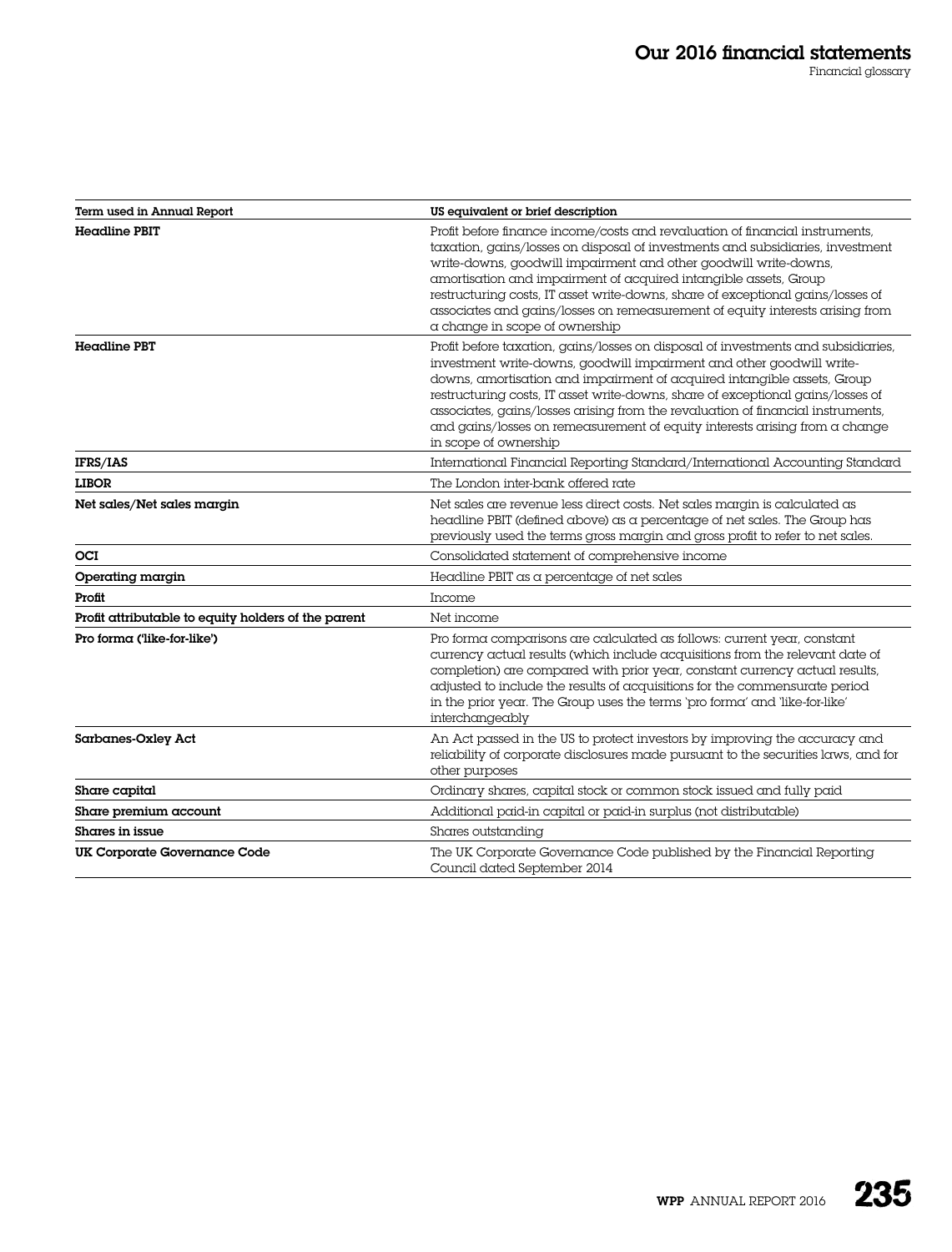| Term used in Annual Report | US equivalent or brief description |
|---|---|
| **Headline PBIT** | Profit before finance income/costs and revaluation of financial instruments, taxation, gains/losses on disposal of investments and subsidiaries, investment write-downs, goodwill impairment and other goodwill write-downs, amortisation and impairment of acquired intangible assets, Group restructuring costs, IT asset write-downs, share of exceptional gains/losses of associates and gains/losses on remeasurement of equity interests arising from a change in scope of ownership |
| **Headline PBT** | Profit before taxation, gains/losses on disposal of investments and subsidiaries, investment write-downs, goodwill impairment and other goodwill write-downs, amortisation and impairment of acquired intangible assets, Group restructuring costs, IT asset write-downs, share of exceptional gains/losses of associates, gains/losses arising from the revaluation of financial instruments, and gains/losses on remeasurement of equity interests arising from a change in scope of ownership |
| **IFRS/IAS** | International Financial Reporting Standard/International Accounting Standard |
| **LIBOR** | The London inter-bank offered rate |
| **Net sales/Net sales margin** | Net sales are revenue less direct costs. Net sales margin is calculated as headline PBIT (defined above) as a percentage of net sales. The Group has previously used the terms gross margin and gross profit to refer to net sales. |
| **OCI** | Consolidated statement of comprehensive income |
| **Operating margin** | Headline PBIT as a percentage of net sales |
| **Profit** | Income |
| **Profit attributable to equity holders of the parent** | Net income |
| **Pro forma ('like-for-like')** | Pro forma comparisons are calculated as follows: current year, constant currency actual results (which include acquisitions from the relevant date of completion) are compared with prior year, constant currency actual results, adjusted to include the results of acquisitions for the commensurate period in the prior year. The Group uses the terms 'pro forma' and 'like-for-like' interchangeably |
| **Sarbanes-Oxley Act** | An Act passed in the US to protect investors by improving the accuracy and reliability of corporate disclosures made pursuant to the securities laws, and for other purposes |
| **Share capital** | Ordinary shares, capital stock or common stock issued and fully paid |
| **Share premium account** | Additional paid-in capital or paid-in surplus (not distributable) |
| **Shares in issue** | Shares outstanding |
| **UK Corporate Governance Code** | The UK Corporate Governance Code published by the Financial Reporting Council dated September 2014 |